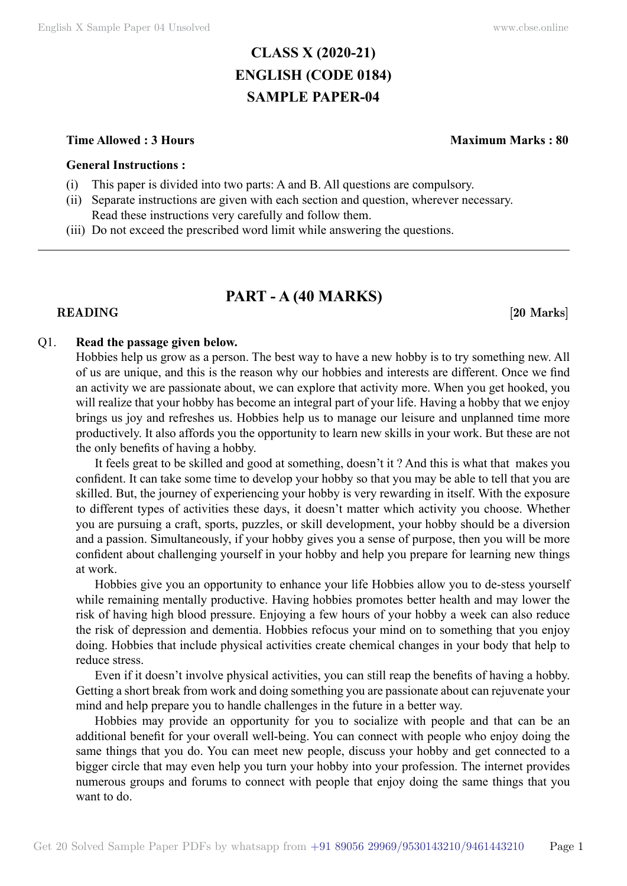# CLASS X (2020-21)
# ENGLISH (CODE 0184)
# SAMPLE PAPER-04

**Time Allowed : 3 Hours** **Maximum Marks : 80**

**General Instructions :**

(i) This paper is divided into two parts: A and B. All questions are compulsory.
(ii) Separate instructions are given with each section and question, wherever necessary. Read these instructions very carefully and follow them.
(iii) Do not exceed the prescribed word limit while answering the questions.

---

## PART - A (40 MARKS)

**READING** **[20 Marks]**

Q1. **Read the passage given below.**

Hobbies help us grow as a person. The best way to have a new hobby is to try something new. All of us are unique, and this is the reason why our hobbies and interests are different. Once we find an activity we are passionate about, we can explore that activity more. When you get hooked, you will realize that your hobby has become an integral part of your life. Having a hobby that we enjoy brings us joy and refreshes us. Hobbies help us to manage our leisure and unplanned time more productively. It also affords you the opportunity to learn new skills in your work. But these are not the only benefits of having a hobby.

It feels great to be skilled and good at something, doesn't it ? And this is what that makes you confident. It can take some time to develop your hobby so that you may be able to tell that you are skilled. But, the journey of experiencing your hobby is very rewarding in itself. With the exposure to different types of activities these days, it doesn't matter which activity you choose. Whether you are pursuing a craft, sports, puzzles, or skill development, your hobby should be a diversion and a passion. Simultaneously, if your hobby gives you a sense of purpose, then you will be more confident about challenging yourself in your hobby and help you prepare for learning new things at work.

Hobbies give you an opportunity to enhance your life Hobbies allow you to de-stess yourself while remaining mentally productive. Having hobbies promotes better health and may lower the risk of having high blood pressure. Enjoying a few hours of your hobby a week can also reduce the risk of depression and dementia. Hobbies refocus your mind on to something that you enjoy doing. Hobbies that include physical activities create chemical changes in your body that help to reduce stress.

Even if it doesn't involve physical activities, you can still reap the benefits of having a hobby. Getting a short break from work and doing something you are passionate about can rejuvenate your mind and help prepare you to handle challenges in the future in a better way.

Hobbies may provide an opportunity for you to socialize with people and that can be an additional benefit for your overall well-being. You can connect with people who enjoy doing the same things that you do. You can meet new people, discuss your hobby and get connected to a bigger circle that may even help you turn your hobby into your profession. The internet provides numerous groups and forums to connect with people that enjoy doing the same things that you want to do.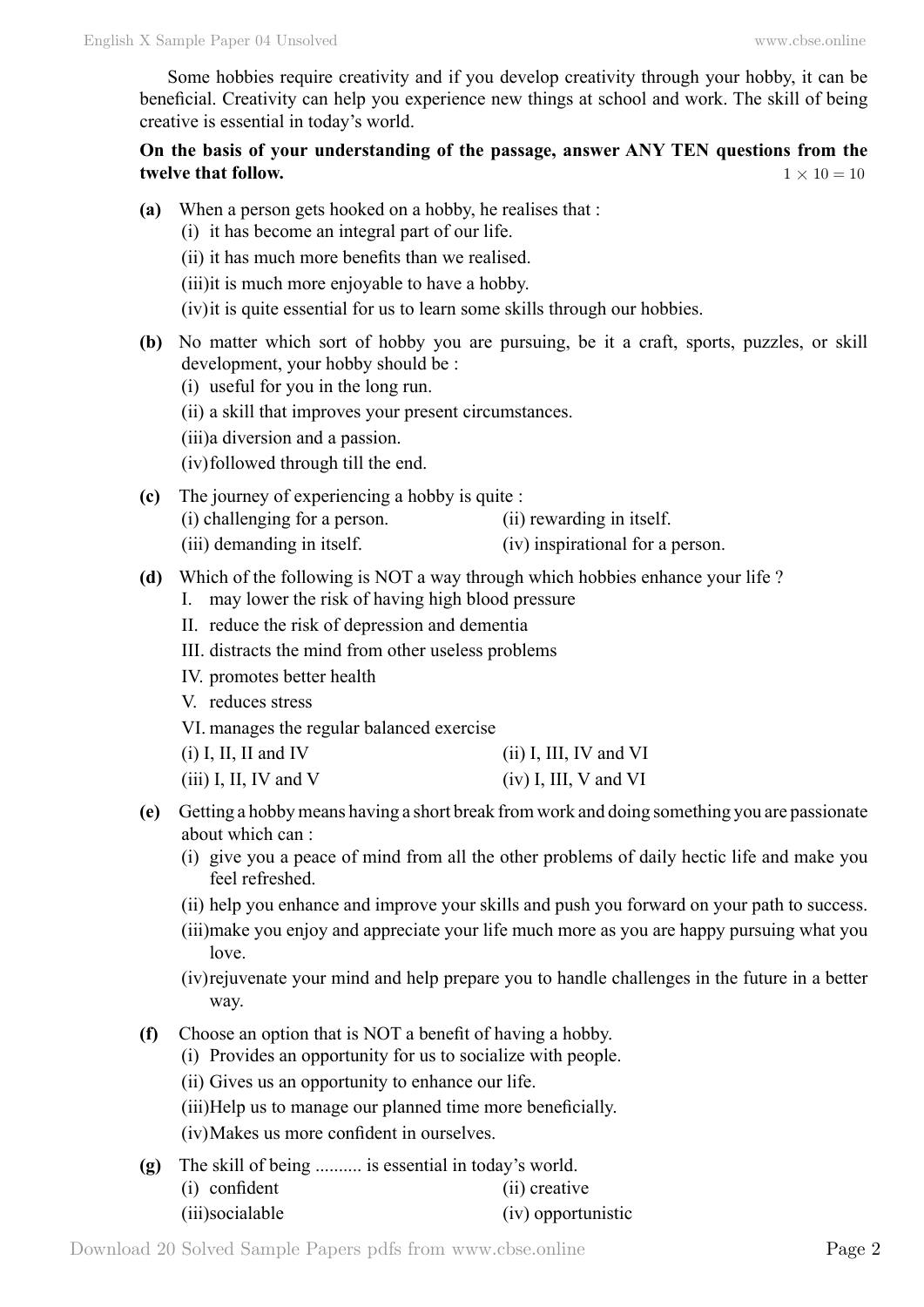Some hobbies require creativity and if you develop creativity through your hobby, it can be beneficial. Creativity can help you experience new things at school and work. The skill of being creative is essential in today's world.

**On the basis of your understanding of the passage, answer ANY TEN questions from the twelve that follow.** $1 \times 10 = 10$

**(a)** When a person gets hooked on a hobby, he realises that :
(i) it has become an integral part of our life.
(ii) it has much more benefits than we realised.
(iii)it is much more enjoyable to have a hobby.
(iv)it is quite essential for us to learn some skills through our hobbies.

**(b)** No matter which sort of hobby you are pursuing, be it a craft, sports, puzzles, or skill development, your hobby should be :
(i) useful for you in the long run.
(ii) a skill that improves your present circumstances.
(iii)a diversion and a passion.
(iv)followed through till the end.

**(c)** The journey of experiencing a hobby is quite :
(i) challenging for a person.
(ii) rewarding in itself.
(iii) demanding in itself.
(iv) inspirational for a person.

**(d)** Which of the following is NOT a way through which hobbies enhance your life ?
I. may lower the risk of having high blood pressure
II. reduce the risk of depression and dementia
III. distracts the mind from other useless problems
IV. promotes better health
V. reduces stress
VI. manages the regular balanced exercise
(i) I, II, II and IV
(ii) I, III, IV and VI
(iii) I, II, IV and V
(iv) I, III, V and VI

**(e)** Getting a hobby means having a short break from work and doing something you are passionate about which can :
(i) give you a peace of mind from all the other problems of daily hectic life and make you feel refreshed.
(ii) help you enhance and improve your skills and push you forward on your path to success.
(iii)make you enjoy and appreciate your life much more as you are happy pursuing what you love.
(iv)rejuvenate your mind and help prepare you to handle challenges in the future in a better way.

**(f)** Choose an option that is NOT a benefit of having a hobby.
(i) Provides an opportunity for us to socialize with people.
(ii) Gives us an opportunity to enhance our life.
(iii)Help us to manage our planned time more beneficially.
(iv)Makes us more confident in ourselves.

**(g)** The skill of being .......... is essential in today's world.
(i) confident
(ii) creative
(iii)sociable
(iv) opportunistic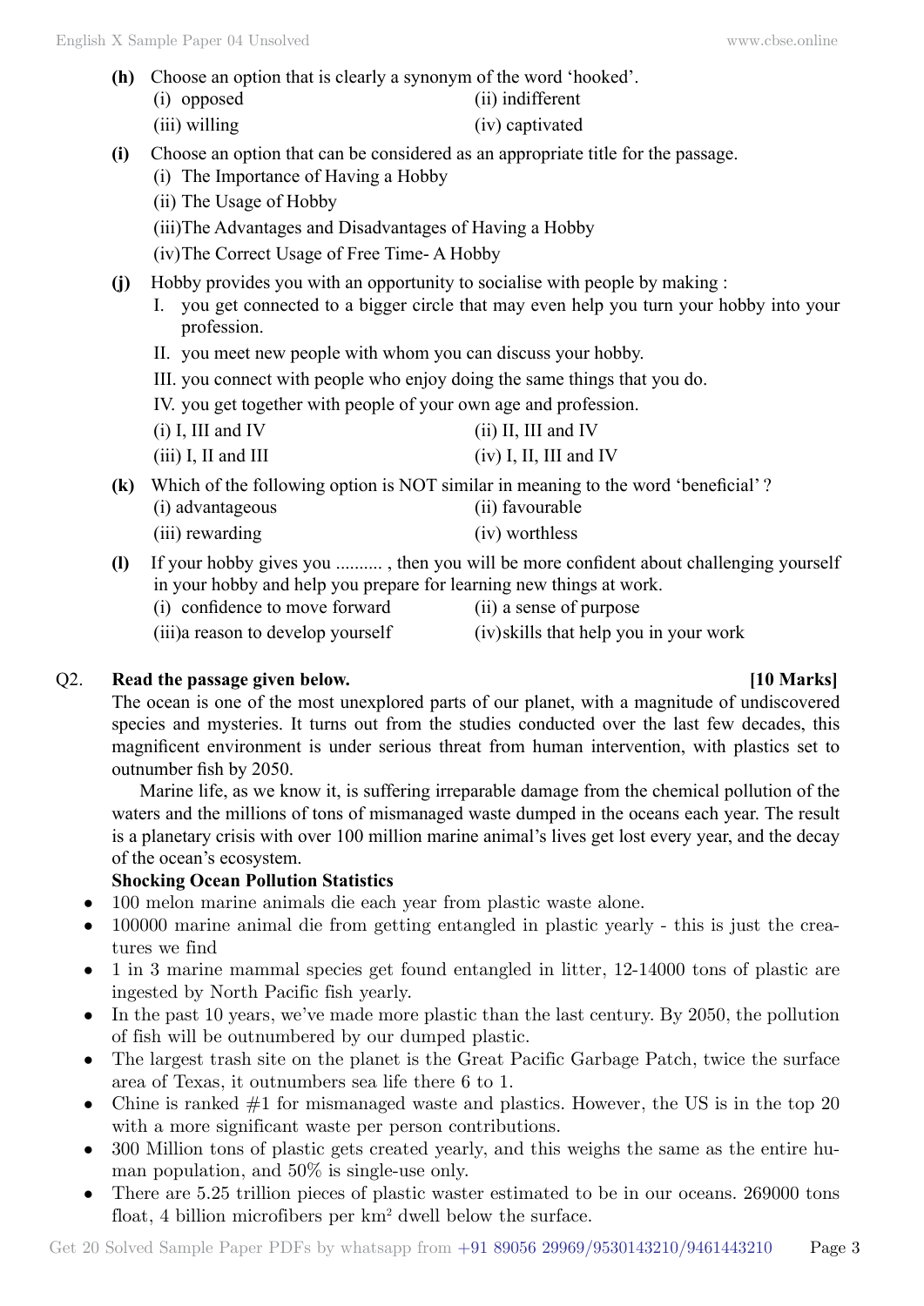**(h)** Choose an option that is clearly a synonym of the word 'hooked'.

(i) opposed (ii) indifferent

(iii) willing (iv) captivated

**(i)** Choose an option that can be considered as an appropriate title for the passage.

(i) The Importance of Having a Hobby

(ii) The Usage of Hobby

(iii)The Advantages and Disadvantages of Having a Hobby

(iv)The Correct Usage of Free Time- A Hobby

**(j)** Hobby provides you with an opportunity to socialise with people by making :

I. you get connected to a bigger circle that may even help you turn your hobby into your profession.

II. you meet new people with whom you can discuss your hobby.

III. you connect with people who enjoy doing the same things that you do.

IV. you get together with people of your own age and profession.

(i) I, III and IV (ii) II, III and IV

(iii) I, II and III (iv) I, II, III and IV

**(k)** Which of the following option is NOT similar in meaning to the word 'beneficial' ?

(i) advantageous (ii) favourable

(iii) rewarding (iv) worthless

**(l)** If your hobby gives you .......... , then you will be more confident about challenging yourself in your hobby and help you prepare for learning new things at work.

(i) confidence to move forward (ii) a sense of purpose

(iii)a reason to develop yourself (iv)skills that help you in your work

Q2. **Read the passage given below.** **[10 Marks]**

The ocean is one of the most unexplored parts of our planet, with a magnitude of undiscovered species and mysteries. It turns out from the studies conducted over the last few decades, this magnificent environment is under serious threat from human intervention, with plastics set to outnumber fish by 2050.

Marine life, as we know it, is suffering irreparable damage from the chemical pollution of the waters and the millions of tons of mismanaged waste dumped in the oceans each year. The result is a planetary crisis with over 100 million marine animal's lives get lost every year, and the decay of the ocean's ecosystem.

**Shocking Ocean Pollution Statistics**

- 100 melon marine animals die each year from plastic waste alone.
- 100000 marine animal die from getting entangled in plastic yearly - this is just the creatures we find
- 1 in 3 marine mammal species get found entangled in litter, 12-14000 tons of plastic are ingested by North Pacific fish yearly.
- In the past 10 years, we've made more plastic than the last century. By 2050, the pollution of fish will be outnumbered by our dumped plastic.
- The largest trash site on the planet is the Great Pacific Garbage Patch, twice the surface area of Texas, it outnumbers sea life there 6 to 1.
- Chine is ranked #1 for mismanaged waste and plastics. However, the US is in the top 20 with a more significant waste per person contributions.
- 300 Million tons of plastic gets created yearly, and this weighs the same as the entire human population, and 50% is single-use only.
- There are 5.25 trillion pieces of plastic waster estimated to be in our oceans. 269000 tons float, 4 billion microfibers per km$^2$ dwell below the surface.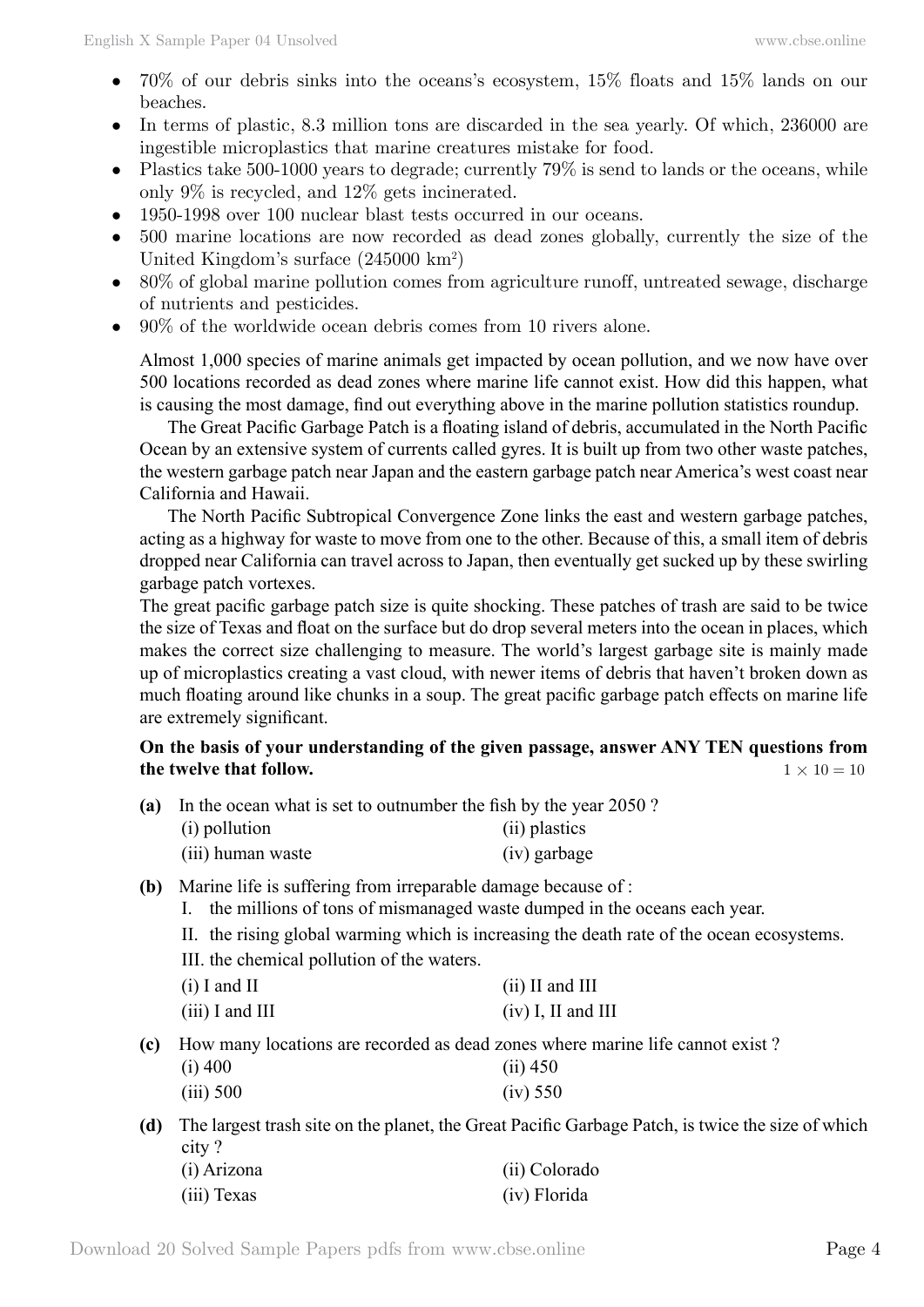- 70% of our debris sinks into the oceans's ecosystem, 15% floats and 15% lands on our beaches.
- In terms of plastic, 8.3 million tons are discarded in the sea yearly. Of which, 236000 are ingestible microplastics that marine creatures mistake for food.
- Plastics take 500-1000 years to degrade; currently 79% is send to lands or the oceans, while only 9% is recycled, and 12% gets incinerated.
- 1950-1998 over 100 nuclear blast tests occurred in our oceans.
- 500 marine locations are now recorded as dead zones globally, currently the size of the United Kingdom's surface (245000 km$^2$)
- 80% of global marine pollution comes from agriculture runoff, untreated sewage, discharge of nutrients and pesticides.
- 90% of the worldwide ocean debris comes from 10 rivers alone.

Almost 1,000 species of marine animals get impacted by ocean pollution, and we now have over 500 locations recorded as dead zones where marine life cannot exist. How did this happen, what is causing the most damage, find out everything above in the marine pollution statistics roundup.

The Great Pacific Garbage Patch is a floating island of debris, accumulated in the North Pacific Ocean by an extensive system of currents called gyres. It is built up from two other waste patches, the western garbage patch near Japan and the eastern garbage patch near America's west coast near California and Hawaii.

The North Pacific Subtropical Convergence Zone links the east and western garbage patches, acting as a highway for waste to move from one to the other. Because of this, a small item of debris dropped near California can travel across to Japan, then eventually get sucked up by these swirling garbage patch vortexes.

The great pacific garbage patch size is quite shocking. These patches of trash are said to be twice the size of Texas and float on the surface but do drop several meters into the ocean in places, which makes the correct size challenging to measure. The world's largest garbage site is mainly made up of microplastics creating a vast cloud, with newer items of debris that haven't broken down as much floating around like chunks in a soup. The great pacific garbage patch effects on marine life are extremely significant.

**On the basis of your understanding of the given passage, answer ANY TEN questions from the twelve that follow.** $1 \times 10 = 10$

**(a)** In the ocean what is set to outnumber the fish by the year 2050 ?

(i) pollution
(ii) plastics
(iii) human waste
(iv) garbage

**(b)** Marine life is suffering from irreparable damage because of :

I. the millions of tons of mismanaged waste dumped in the oceans each year.
II. the rising global warming which is increasing the death rate of the ocean ecosystems.
III. the chemical pollution of the waters.

(i) I and II
(ii) II and III
(iii) I and III
(iv) I, II and III

**(c)** How many locations are recorded as dead zones where marine life cannot exist ?

(i) 400
(ii) 450
(iii) 500
(iv) 550

**(d)** The largest trash site on the planet, the Great Pacific Garbage Patch, is twice the size of which city ?

(i) Arizona
(ii) Colorado
(iii) Texas
(iv) Florida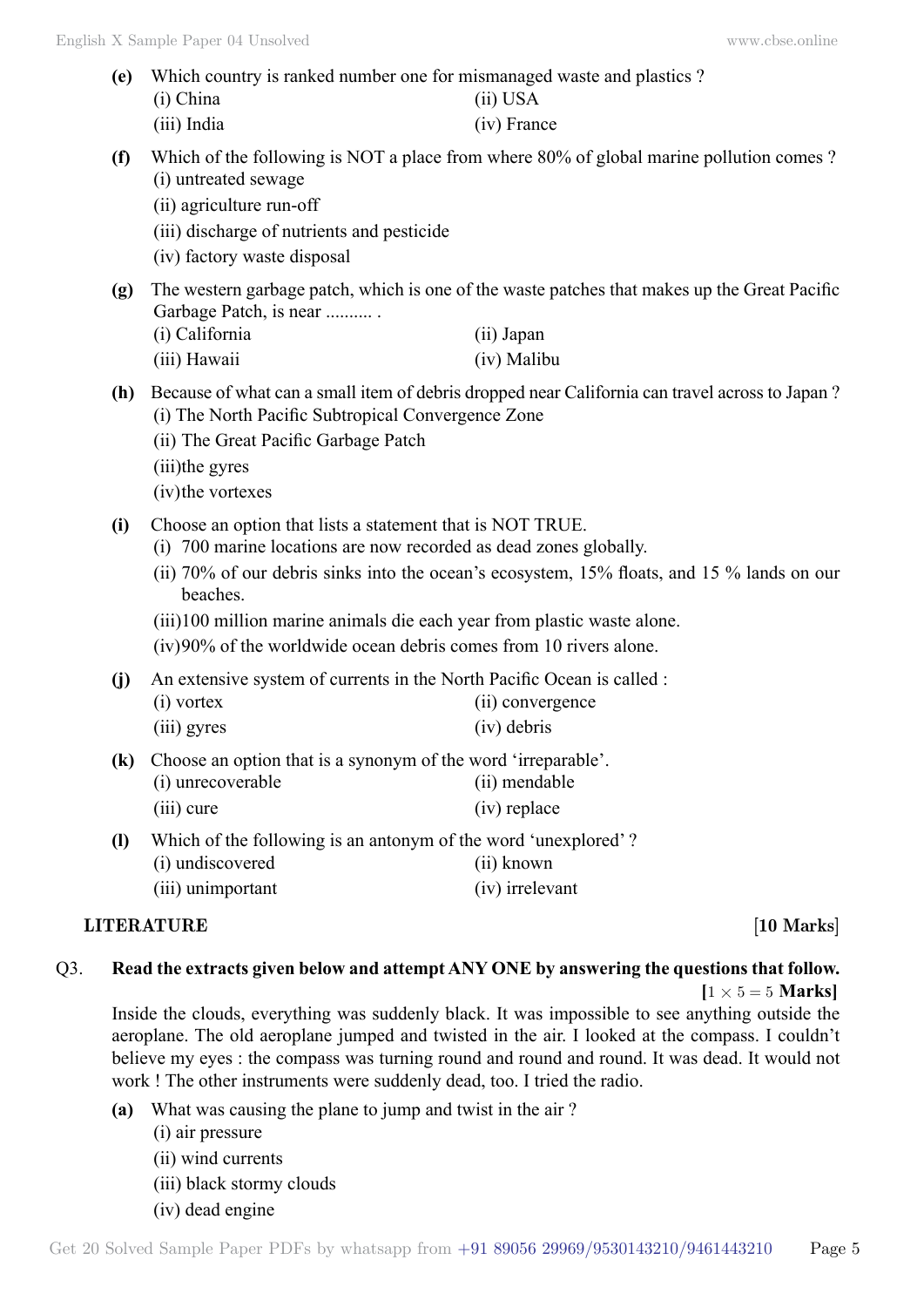**(e)** Which country is ranked number one for mismanaged waste and plastics ?

(i) China | (ii) USA
(iii) India | (iv) France

**(f)** Which of the following is NOT a place from where 80% of global marine pollution comes ?

(i) untreated sewage
(ii) agriculture run-off
(iii) discharge of nutrients and pesticide
(iv) factory waste disposal

**(g)** The western garbage patch, which is one of the waste patches that makes up the Great Pacific Garbage Patch, is near .......... .

(i) California | (ii) Japan
(iii) Hawaii | (iv) Malibu

**(h)** Because of what can a small item of debris dropped near California can travel across to Japan ?

(i) The North Pacific Subtropical Convergence Zone
(ii) The Great Pacific Garbage Patch
(iii)the gyres
(iv)the vortexes

**(i)** Choose an option that lists a statement that is NOT TRUE.

(i) 700 marine locations are now recorded as dead zones globally.
(ii) 70% of our debris sinks into the ocean's ecosystem, 15% floats, and 15 % lands on our beaches.
(iii)100 million marine animals die each year from plastic waste alone.
(iv)90% of the worldwide ocean debris comes from 10 rivers alone.

**(j)** An extensive system of currents in the North Pacific Ocean is called :

(i) vortex | (ii) convergence
(iii) gyres | (iv) debris

**(k)** Choose an option that is a synonym of the word 'irreparable'.

(i) unrecoverable | (ii) mendable
(iii) cure | (iv) replace

**(l)** Which of the following is an antonym of the word 'unexplored' ?

(i) undiscovered | (ii) known
(iii) unimportant | (iv) irrelevant

## LITERATURE [10 Marks]

Q3. **Read the extracts given below and attempt ANY ONE by answering the questions that follow.** **[$1 \times 5 = 5$ Marks]**

Inside the clouds, everything was suddenly black. It was impossible to see anything outside the aeroplane. The old aeroplane jumped and twisted in the air. I looked at the compass. I couldn't believe my eyes : the compass was turning round and round and round. It was dead. It would not work ! The other instruments were suddenly dead, too. I tried the radio.

**(a)** What was causing the plane to jump and twist in the air ?

(i) air pressure
(ii) wind currents
(iii) black stormy clouds
(iv) dead engine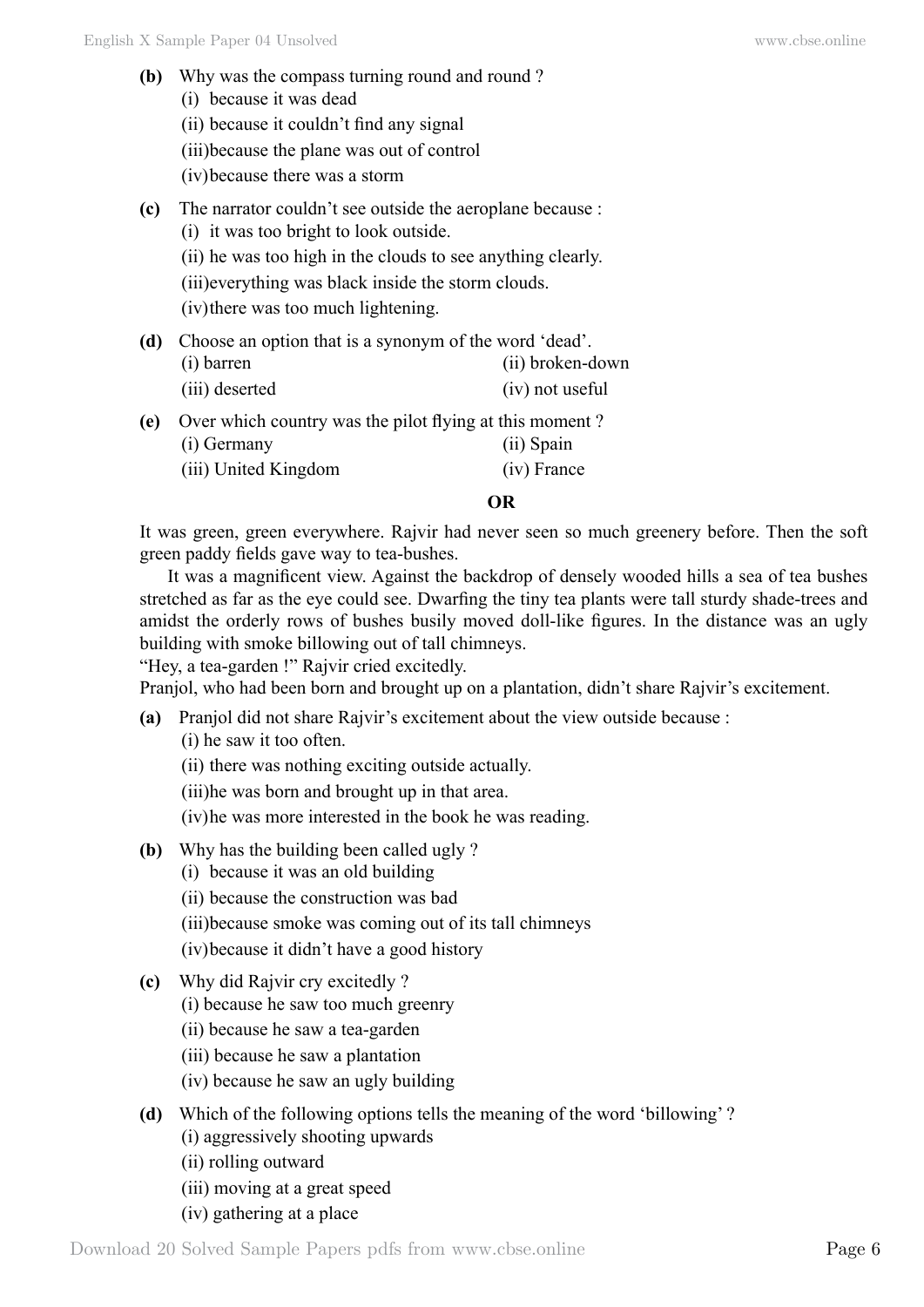**(b)** Why was the compass turning round and round ?

(i) because it was dead

(ii) because it couldn't find any signal

(iii)because the plane was out of control

(iv)because there was a storm

**(c)** The narrator couldn't see outside the aeroplane because :

(i) it was too bright to look outside.

(ii) he was too high in the clouds to see anything clearly.

(iii)everything was black inside the storm clouds.

(iv)there was too much lightening.

**(d)** Choose an option that is a synonym of the word 'dead'.

(i) barren (ii) broken-down

(iii) deserted (iv) not useful

**(e)** Over which country was the pilot flying at this moment ?

(i) Germany (ii) Spain

(iii) United Kingdom (iv) France

**OR**

It was green, green everywhere. Rajvir had never seen so much greenery before. Then the soft green paddy fields gave way to tea-bushes.

It was a magnificent view. Against the backdrop of densely wooded hills a sea of tea bushes stretched as far as the eye could see. Dwarfing the tiny tea plants were tall sturdy shade-trees and amidst the orderly rows of bushes busily moved doll-like figures. In the distance was an ugly building with smoke billowing out of tall chimneys.

"Hey, a tea-garden !" Rajvir cried excitedly.

Pranjol, who had been born and brought up on a plantation, didn't share Rajvir's excitement.

**(a)** Pranjol did not share Rajvir's excitement about the view outside because :

(i) he saw it too often.

(ii) there was nothing exciting outside actually.

(iii)he was born and brought up in that area.

(iv)he was more interested in the book he was reading.

**(b)** Why has the building been called ugly ?

(i) because it was an old building

(ii) because the construction was bad

(iii)because smoke was coming out of its tall chimneys

(iv)because it didn't have a good history

**(c)** Why did Rajvir cry excitedly ?

(i) because he saw too much greenry

(ii) because he saw a tea-garden

(iii) because he saw a plantation

(iv) because he saw an ugly building

**(d)** Which of the following options tells the meaning of the word 'billowing' ?

(i) aggressively shooting upwards

(ii) rolling outward

(iii) moving at a great speed

(iv) gathering at a place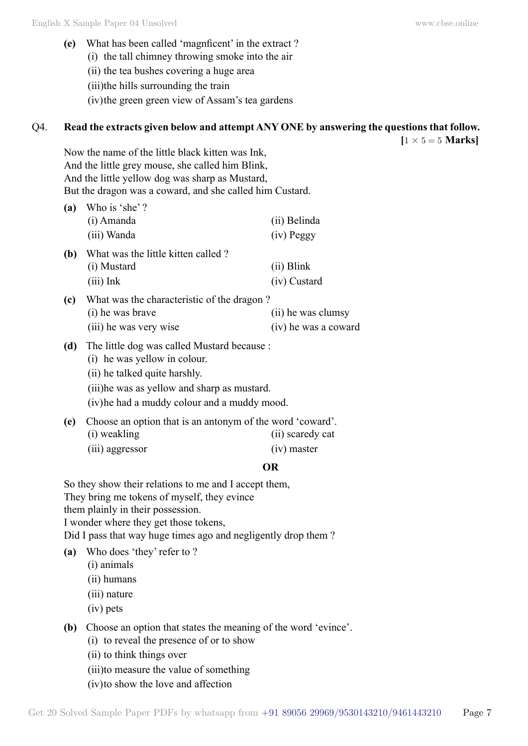**(e)** What has been called 'magnficent' in the extract ?
   (i) the tall chimney throwing smoke into the air
   (ii) the tea bushes covering a huge area
   (iii) the hills surrounding the train
   (iv) the green green view of Assam's tea gardens

**Q4. Read the extracts given below and attempt ANY ONE by answering the questions that follow.** **[$1 \times 5 = 5$ Marks]**

Now the name of the little black kitten was Ink,
And the little grey mouse, she called him Blink,
And the little yellow dog was sharp as Mustard,
But the dragon was a coward, and she called him Custard.

**(a)** Who is 'she' ?
   (i) Amanda
   (ii) Belinda
   (iii) Wanda
   (iv) Peggy

**(b)** What was the little kitten called ?
   (i) Mustard
   (ii) Blink
   (iii) Ink
   (iv) Custard

**(c)** What was the characteristic of the dragon ?
   (i) he was brave
   (ii) he was clumsy
   (iii) he was very wise
   (iv) he was a coward

**(d)** The little dog was called Mustard because :
   (i) he was yellow in colour.
   (ii) he talked quite harshly.
   (iii) he was as yellow and sharp as mustard.
   (iv) he had a muddy colour and a muddy mood.

**(e)** Choose an option that is an antonym of the word 'coward'.
   (i) weakling
   (ii) scaredy cat
   (iii) aggressor
   (iv) master

**OR**

So they show their relations to me and I accept them,
They bring me tokens of myself, they evince
them plainly in their possession.
I wonder where they get those tokens,
Did I pass that way huge times ago and negligently drop them ?

**(a)** Who does 'they' refer to ?
   (i) animals
   (ii) humans
   (iii) nature
   (iv) pets

**(b)** Choose an option that states the meaning of the word 'evince'.
   (i) to reveal the presence of or to show
   (ii) to think things over
   (iii) to measure the value of something
   (iv) to show the love and affection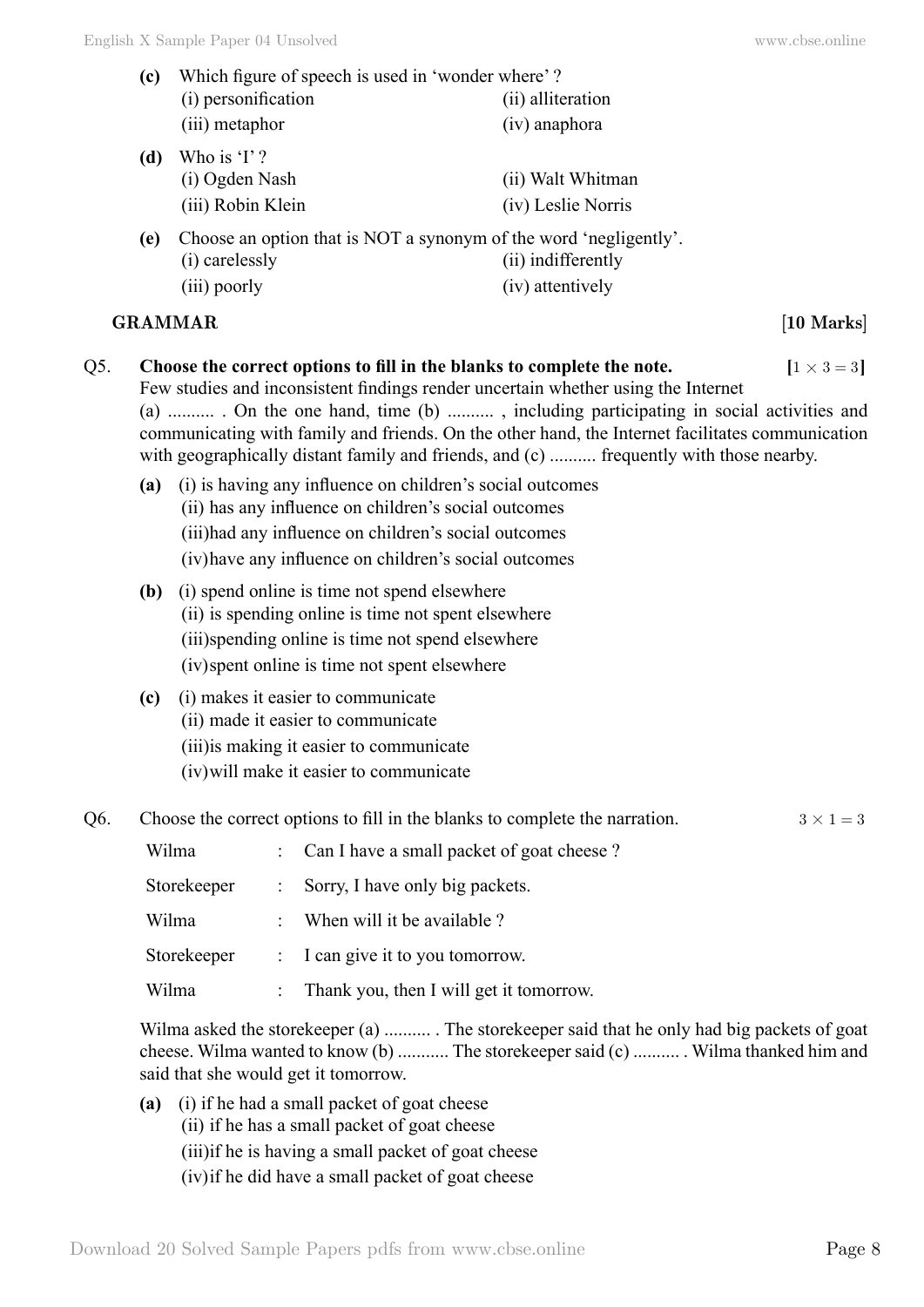**(c)** Which figure of speech is used in 'wonder where' ?

(i) personification  (ii) alliteration
(iii) metaphor  (iv) anaphora

**(d)** Who is 'I' ?

(i) Ogden Nash  (ii) Walt Whitman
(iii) Robin Klein  (iv) Leslie Norris

**(e)** Choose an option that is NOT a synonym of the word 'negligently'.

(i) carelessly  (ii) indifferently
(iii) poorly  (iv) attentively

## GRAMMAR [10 Marks]

**Q5. Choose the correct options to fill in the blanks to complete the note.** $[1 \times 3 = 3]$

Few studies and inconsistent findings render uncertain whether using the Internet (a) .......... . On the one hand, time (b) .......... , including participating in social activities and communicating with family and friends. On the other hand, the Internet facilitates communication with geographically distant family and friends, and (c) .......... frequently with those nearby.

**(a)** (i) is having any influence on children's social outcomes
(ii) has any influence on children's social outcomes
(iii) had any influence on children's social outcomes
(iv) have any influence on children's social outcomes

**(b)** (i) spend online is time not spend elsewhere
(ii) is spending online is time not spent elsewhere
(iii) spending online is time not spend elsewhere
(iv) spent online is time not spent elsewhere

**(c)** (i) makes it easier to communicate
(ii) made it easier to communicate
(iii) is making it easier to communicate
(iv) will make it easier to communicate

**Q6.** Choose the correct options to fill in the blanks to complete the narration. $3 \times 1 = 3$

| | | |
|---|---|---|
| Wilma | : | Can I have a small packet of goat cheese ? |
| Storekeeper | : | Sorry, I have only big packets. |
| Wilma | : | When will it be available ? |
| Storekeeper | : | I can give it to you tomorrow. |
| Wilma | : | Thank you, then I will get it tomorrow. |

Wilma asked the storekeeper (a) .......... . The storekeeper said that he only had big packets of goat cheese. Wilma wanted to know (b) ........... The storekeeper said (c) .......... . Wilma thanked him and said that she would get it tomorrow.

**(a)** (i) if he had a small packet of goat cheese
(ii) if he has a small packet of goat cheese
(iii) if he is having a small packet of goat cheese
(iv) if he did have a small packet of goat cheese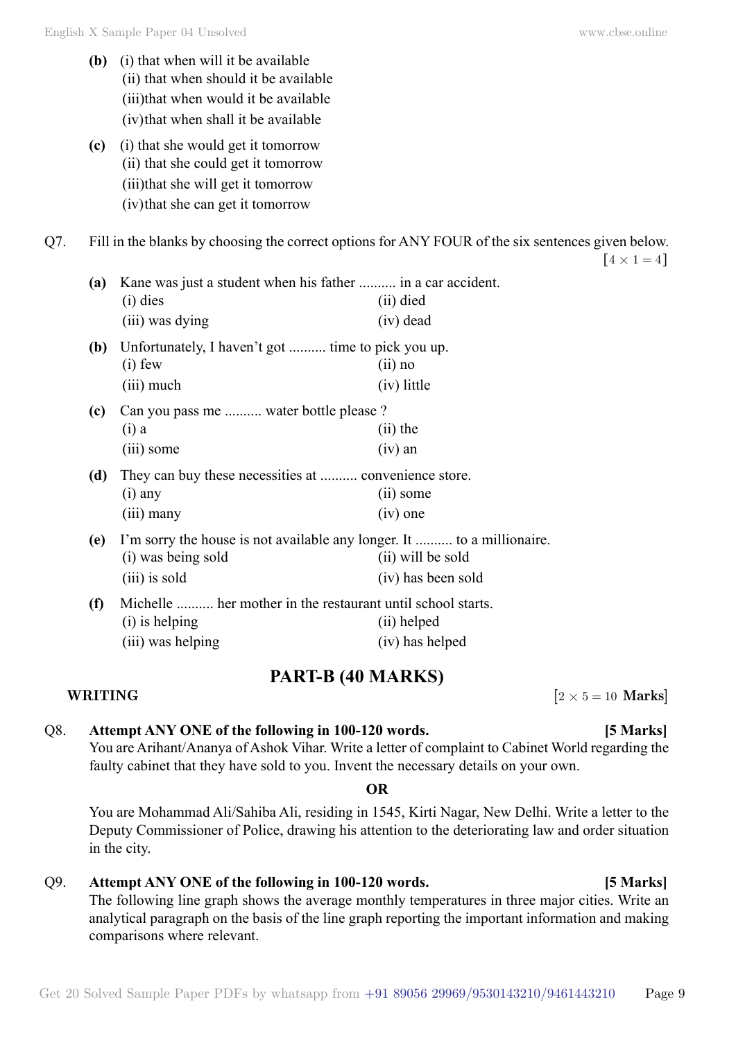**(b)** (i) that when will it be available
(ii) that when should it be available
(iii) that when would it be available
(iv) that when shall it be available

**(c)** (i) that she would get it tomorrow
(ii) that she could get it tomorrow
(iii) that she will get it tomorrow
(iv) that she can get it tomorrow

Q7. Fill in the blanks by choosing the correct options for ANY FOUR of the six sentences given below. $[4 \times 1 = 4]$

**(a)** Kane was just a student when his father .......... in a car accident.
(i) dies (ii) died
(iii) was dying (iv) dead

**(b)** Unfortunately, I haven't got .......... time to pick you up.
(i) few (ii) no
(iii) much (iv) little

**(c)** Can you pass me .......... water bottle please ?
(i) a (ii) the
(iii) some (iv) an

**(d)** They can buy these necessities at .......... convenience store.
(i) any (ii) some
(iii) many (iv) one

**(e)** I'm sorry the house is not available any longer. It .......... to a millionaire.
(i) was being sold (ii) will be sold
(iii) is sold (iv) has been sold

**(f)** Michelle .......... her mother in the restaurant until school starts.
(i) is helping (ii) helped
(iii) was helping (iv) has helped

## PART-B (40 MARKS)

**WRITING** $[2 \times 5 = 10$ **Marks**$]$

Q8. **Attempt ANY ONE of the following in 100-120 words.** **[5 Marks]**
You are Arihant/Ananya of Ashok Vihar. Write a letter of complaint to Cabinet World regarding the faulty cabinet that they have sold to you. Invent the necessary details on your own.

**OR**

You are Mohammad Ali/Sahiba Ali, residing in 1545, Kirti Nagar, New Delhi. Write a letter to the Deputy Commissioner of Police, drawing his attention to the deteriorating law and order situation in the city.

Q9. **Attempt ANY ONE of the following in 100-120 words.** **[5 Marks]**
The following line graph shows the average monthly temperatures in three major cities. Write an analytical paragraph on the basis of the line graph reporting the important information and making comparisons where relevant.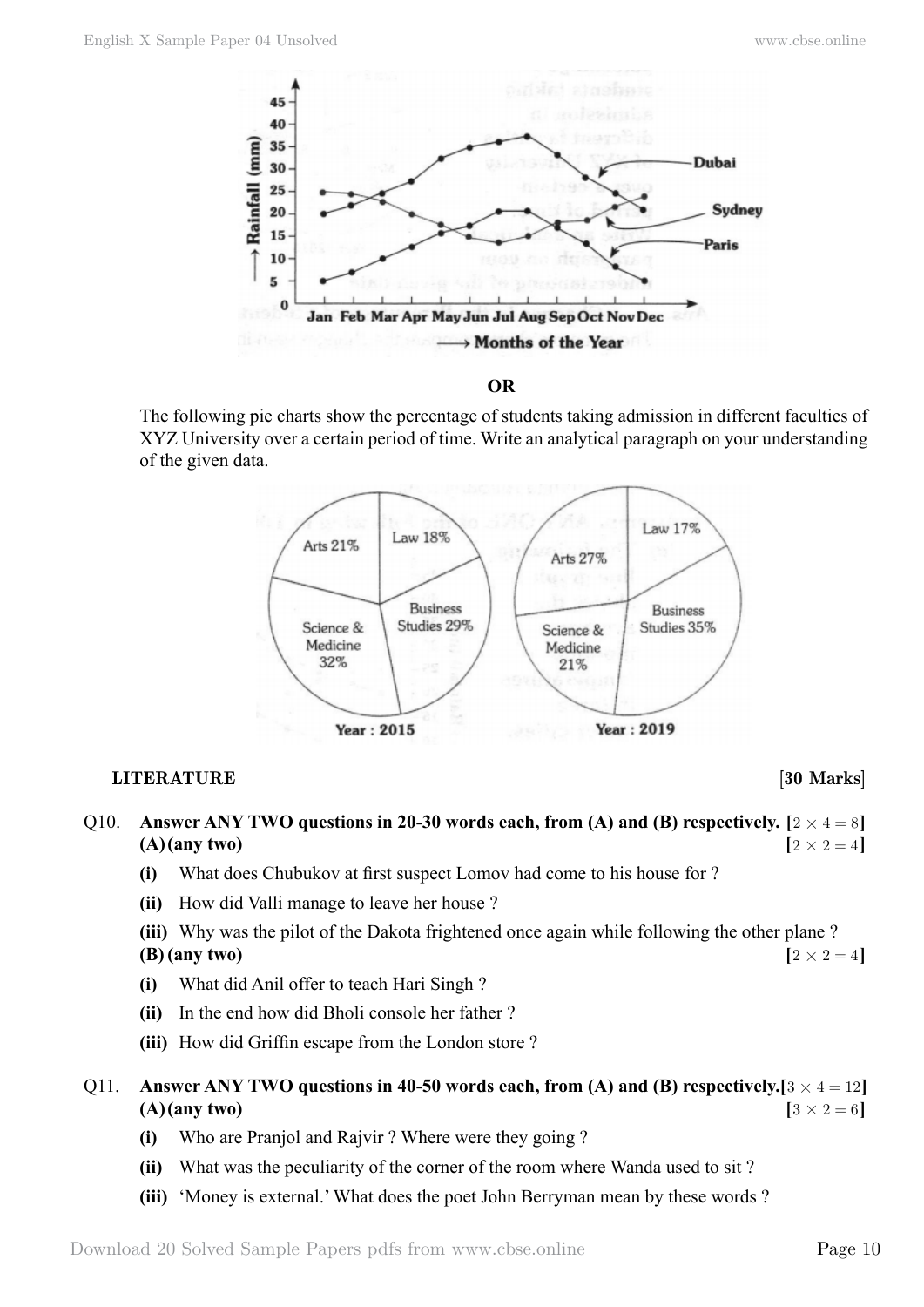**OR**

The following pie charts show the percentage of students taking admission in different faculties of XYZ University over a certain period of time. Write an analytical paragraph on your understanding of the given data.

**LITERATURE** **[30 Marks]**

**Q10. Answer ANY TWO questions in 20-30 words each, from (A) and (B) respectively.** $[2 \times 4 = 8]$

**(A) (any two)** $[2 \times 2 = 4]$

**(i)** What does Chubukov at first suspect Lomov had come to his house for ?

**(ii)** How did Valli manage to leave her house ?

**(iii)** Why was the pilot of the Dakota frightened once again while following the other plane ?

**(B) (any two)** $[2 \times 2 = 4]$

**(i)** What did Anil offer to teach Hari Singh ?

**(ii)** In the end how did Bholi console her father ?

**(iii)** How did Griffin escape from the London store ?

**Q11. Answer ANY TWO questions in 40-50 words each, from (A) and (B) respectively.** $[3 \times 4 = 12]$

**(A) (any two)** $[3 \times 2 = 6]$

**(i)** Who are Pranjol and Rajvir ? Where were they going ?

**(ii)** What was the peculiarity of the corner of the room where Wanda used to sit ?

**(iii)** 'Money is external.' What does the poet John Berryman mean by these words ?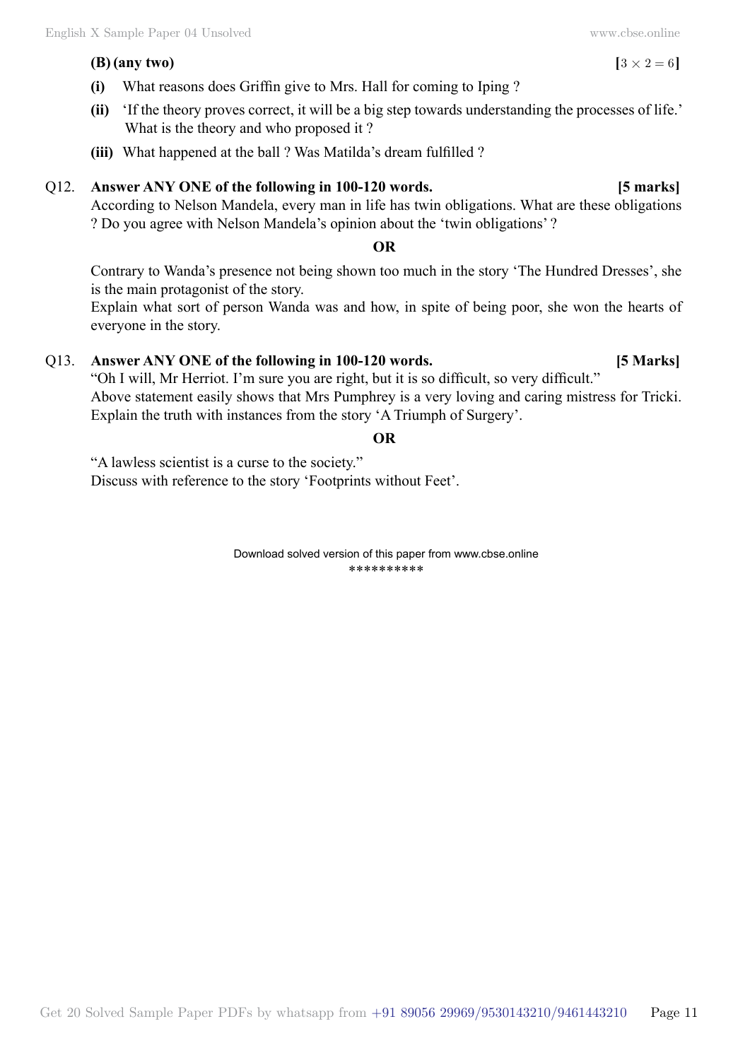**(B) (any two)** **[**$3 \times 2 = 6$**]**

**(i)** What reasons does Griffin give to Mrs. Hall for coming to Iping ?

**(ii)** 'If the theory proves correct, it will be a big step towards understanding the processes of life.' What is the theory and who proposed it ?

**(iii)** What happened at the ball ? Was Matilda's dream fulfilled ?

Q12. **Answer ANY ONE of the following in 100-120 words.** **[5 marks]**

According to Nelson Mandela, every man in life has twin obligations. What are these obligations ? Do you agree with Nelson Mandela's opinion about the 'twin obligations' ?

**OR**

Contrary to Wanda's presence not being shown too much in the story 'The Hundred Dresses', she is the main protagonist of the story.

Explain what sort of person Wanda was and how, in spite of being poor, she won the hearts of everyone in the story.

Q13. **Answer ANY ONE of the following in 100-120 words.** **[5 Marks]**

"Oh I will, Mr Herriot. I'm sure you are right, but it is so difficult, so very difficult."

Above statement easily shows that Mrs Pumphrey is a very loving and caring mistress for Tricki. Explain the truth with instances from the story 'A Triumph of Surgery'.

**OR**

"A lawless scientist is a curse to the society."

Discuss with reference to the story 'Footprints without Feet'.

Download solved version of this paper from www.cbse.online

**********